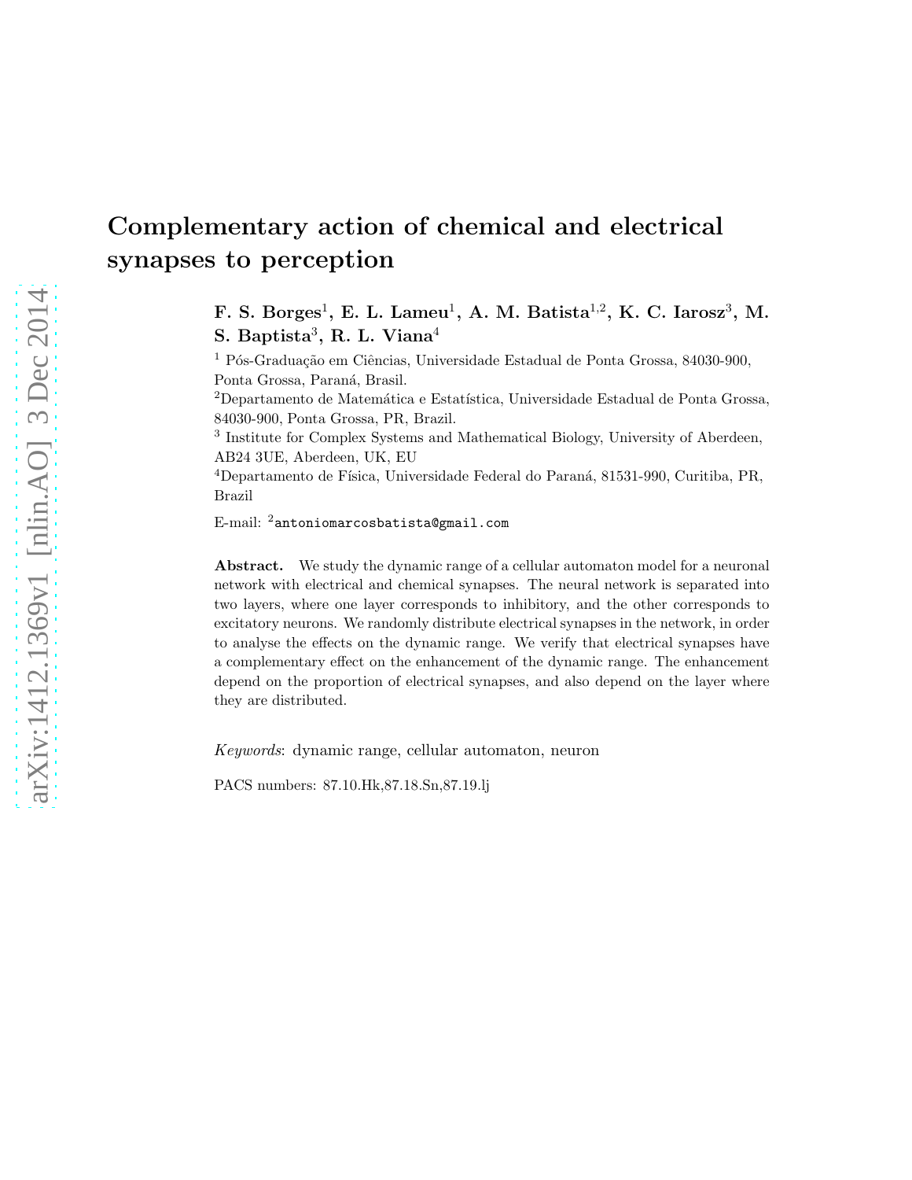# Complementary action of chemical and electrical synapses to perception

**F. S. Borges[1], E. L. Lameu[1], A. M. Batista[1,2], K. C. Iarosz[3], M. S. Baptista[3], R. L. Viana[4]**

[1] Pós-Graduação em Ciências, Universidade Estadual de Ponta Grossa, 84030-900, Ponta Grossa, Paraná, Brasil.

[2] Departamento de Matemática e Estatística, Universidade Estadual de Ponta Grossa, 84030-900, Ponta Grossa, PR, Brazil.

[3] Institute for Complex Systems and Mathematical Biology, University of Aberdeen, AB24 3UE, Aberdeen, UK, EU

[4] Departamento de Física, Universidade Federal do Paraná, 81531-990, Curitiba, PR, Brazil

E-mail: [2]`antoniomarcosbatista@gmail.com`

**Abstract.** We study the dynamic range of a cellular automaton model for a neuronal network with electrical and chemical synapses. The neural network is separated into two layers, where one layer corresponds to inhibitory, and the other corresponds to excitatory neurons. We randomly distribute electrical synapses in the network, in order to analyse the effects on the dynamic range. We verify that electrical synapses have a complementary effect on the enhancement of the dynamic range. The enhancement depend on the proportion of electrical synapses, and also depend on the layer where they are distributed.

*Keywords*: dynamic range, cellular automaton, neuron

PACS numbers: 87.10.Hk,87.18.Sn,87.19.lj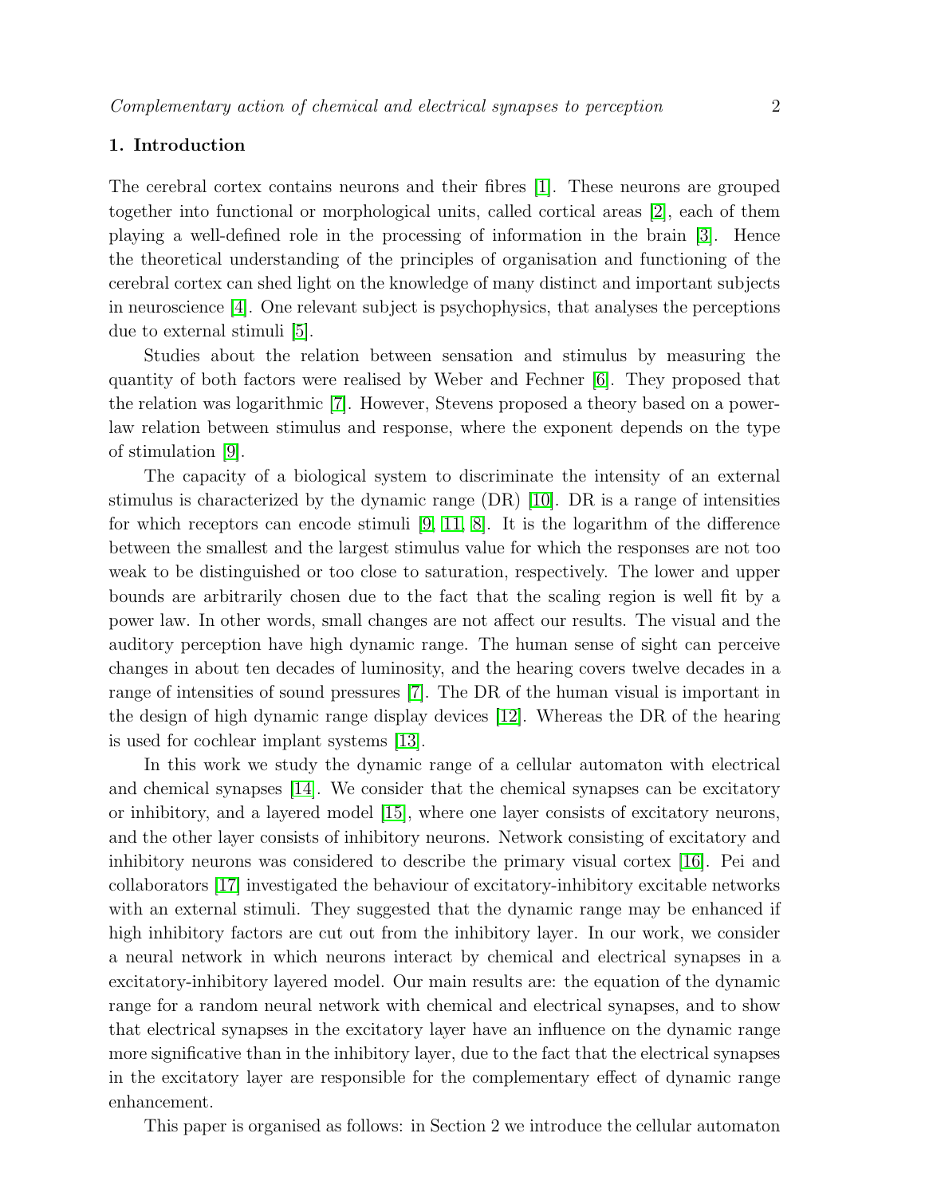## 1. Introduction

The cerebral cortex contains neurons and their fibres [1]. These neurons are grouped together into functional or morphological units, called cortical areas [2], each of them playing a well-defined role in the processing of information in the brain [3]. Hence the theoretical understanding of the principles of organisation and functioning of the cerebral cortex can shed light on the knowledge of many distinct and important subjects in neuroscience [4]. One relevant subject is psychophysics, that analyses the perceptions due to external stimuli [5].

Studies about the relation between sensation and stimulus by measuring the quantity of both factors were realised by Weber and Fechner [6]. They proposed that the relation was logarithmic [7]. However, Stevens proposed a theory based on a power-law relation between stimulus and response, where the exponent depends on the type of stimulation [9].

The capacity of a biological system to discriminate the intensity of an external stimulus is characterized by the dynamic range (DR) [10]. DR is a range of intensities for which receptors can encode stimuli [9, 11, 8]. It is the logarithm of the difference between the smallest and the largest stimulus value for which the responses are not too weak to be distinguished or too close to saturation, respectively. The lower and upper bounds are arbitrarily chosen due to the fact that the scaling region is well fit by a power law. In other words, small changes are not affect our results. The visual and the auditory perception have high dynamic range. The human sense of sight can perceive changes in about ten decades of luminosity, and the hearing covers twelve decades in a range of intensities of sound pressures [7]. The DR of the human visual is important in the design of high dynamic range display devices [12]. Whereas the DR of the hearing is used for cochlear implant systems [13].

In this work we study the dynamic range of a cellular automaton with electrical and chemical synapses [14]. We consider that the chemical synapses can be excitatory or inhibitory, and a layered model [15], where one layer consists of excitatory neurons, and the other layer consists of inhibitory neurons. Network consisting of excitatory and inhibitory neurons was considered to describe the primary visual cortex [16]. Pei and collaborators [17] investigated the behaviour of excitatory-inhibitory excitable networks with an external stimuli. They suggested that the dynamic range may be enhanced if high inhibitory factors are cut out from the inhibitory layer. In our work, we consider a neural network in which neurons interact by chemical and electrical synapses in a excitatory-inhibitory layered model. Our main results are: the equation of the dynamic range for a random neural network with chemical and electrical synapses, and to show that electrical synapses in the excitatory layer have an influence on the dynamic range more significative than in the inhibitory layer, due to the fact that the electrical synapses in the excitatory layer are responsible for the complementary effect of dynamic range enhancement.

This paper is organised as follows: in Section 2 we introduce the cellular automaton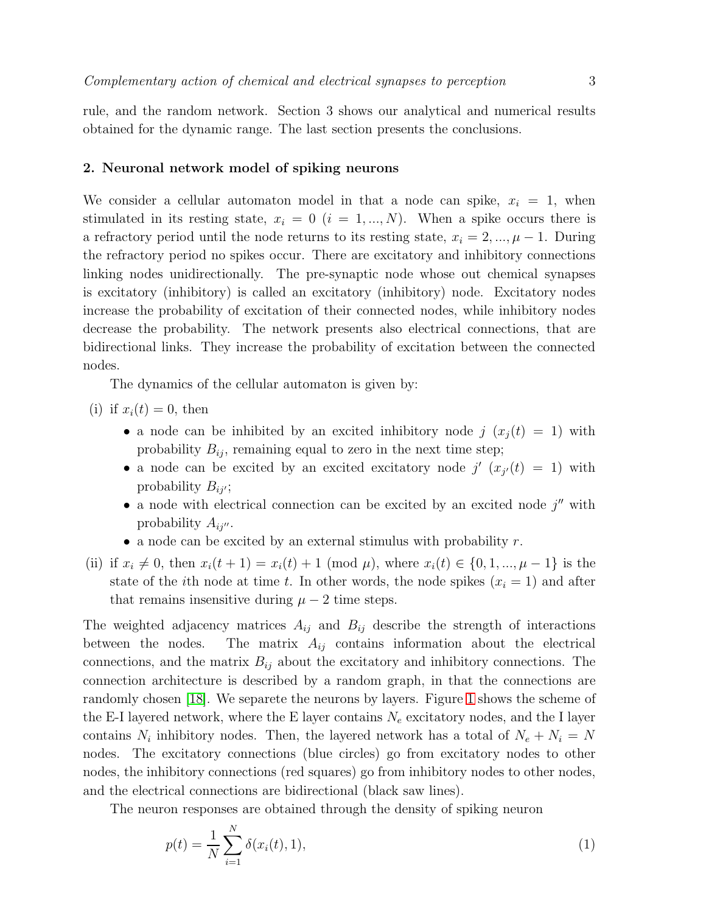rule, and the random network. Section 3 shows our analytical and numerical results obtained for the dynamic range. The last section presents the conclusions.

## 2. Neuronal network model of spiking neurons

We consider a cellular automaton model in that a node can spike, $x_i = 1$, when stimulated in its resting state, $x_i = 0$ ($i = 1, ..., N$). When a spike occurs there is a refractory period until the node returns to its resting state, $x_i = 2, ..., \mu - 1$. During the refractory period no spikes occur. There are excitatory and inhibitory connections linking nodes unidirectionally. The pre-synaptic node whose out chemical synapses is excitatory (inhibitory) is called an excitatory (inhibitory) node. Excitatory nodes increase the probability of excitation of their connected nodes, while inhibitory nodes decrease the probability. The network presents also electrical connections, that are bidirectional links. They increase the probability of excitation between the connected nodes.

The dynamics of the cellular automaton is given by:

(i) if $x_i(t) = 0$, then
   - a node can be inhibited by an excited inhibitory node $j$ ($x_j(t) = 1$) with probability $B_{ij}$, remaining equal to zero in the next time step;
   - a node can be excited by an excited excitatory node $j'$ ($x_{j'}(t) = 1$) with probability $B_{ij'}$;
   - a node with electrical connection can be excited by an excited node $j''$ with probability $A_{ij''}$.
   - a node can be excited by an external stimulus with probability $r$.

(ii) if $x_i \neq 0$, then $x_i(t+1) = x_i(t) + 1 \pmod{\mu}$, where $x_i(t) \in \{0, 1, ..., \mu - 1\}$ is the state of the $i$th node at time $t$. In other words, the node spikes ($x_i = 1$) and after that remains insensitive during $\mu - 2$ time steps.

The weighted adjacency matrices $A_{ij}$ and $B_{ij}$ describe the strength of interactions between the nodes. The matrix $A_{ij}$ contains information about the electrical connections, and the matrix $B_{ij}$ about the excitatory and inhibitory connections. The connection architecture is described by a random graph, in that the connections are randomly chosen [18]. We separete the neurons by layers. Figure 1 shows the scheme of the E-I layered network, where the E layer contains $N_e$ excitatory nodes, and the I layer contains $N_i$ inhibitory nodes. Then, the layered network has a total of $N_e + N_i = N$ nodes. The excitatory connections (blue circles) go from excitatory nodes to other nodes, the inhibitory connections (red squares) go from inhibitory nodes to other nodes, and the electrical connections are bidirectional (black saw lines).

The neuron responses are obtained through the density of spiking neuron

$$p(t) = \frac{1}{N} \sum_{i=1}^{N} \delta(x_i(t), 1), \tag{1}$$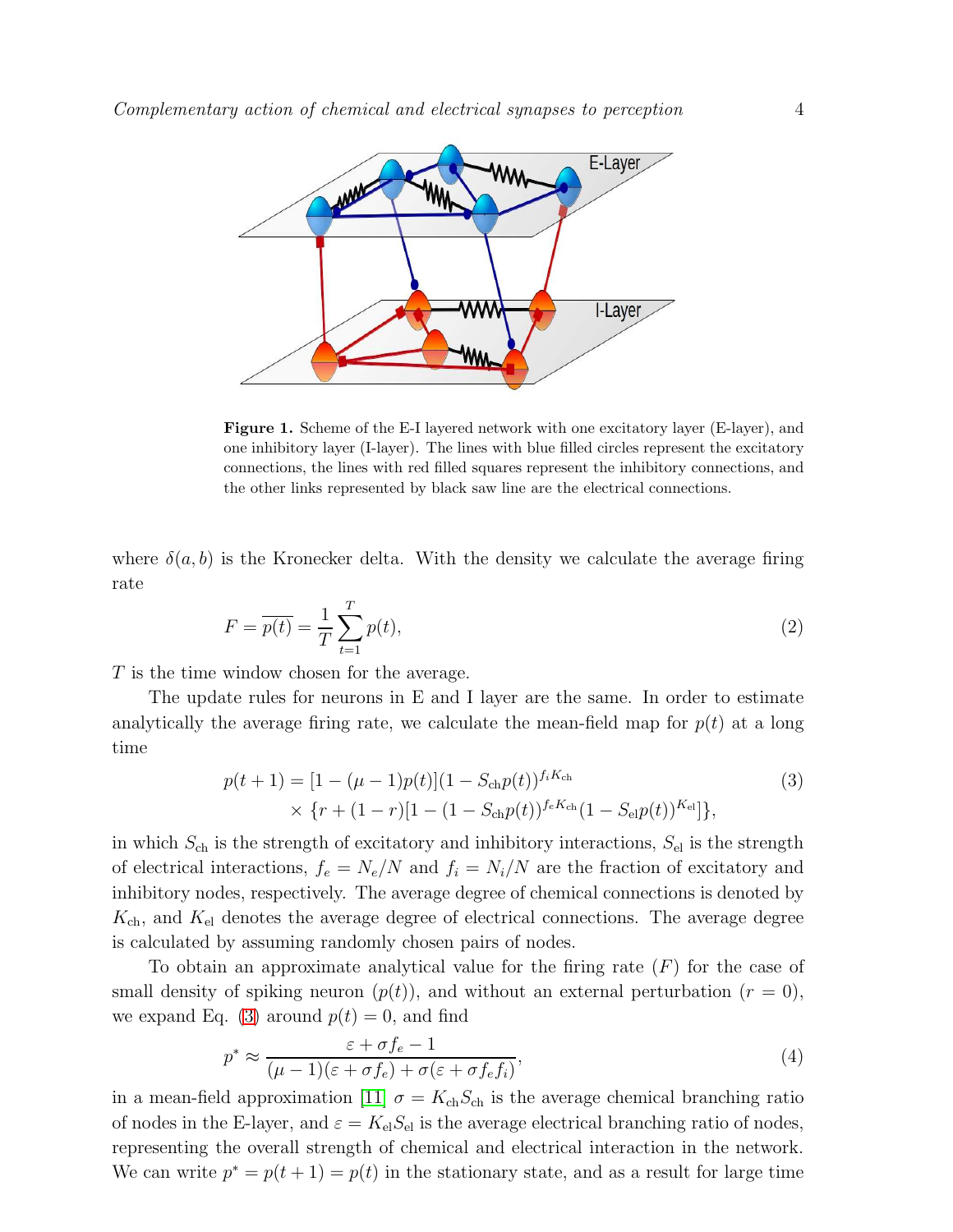**Figure 1.** Scheme of the E-I layered network with one excitatory layer (E-layer), and one inhibitory layer (I-layer). The lines with blue filled circles represent the excitatory connections, the lines with red filled squares represent the inhibitory connections, and the other links represented by black saw line are the electrical connections.

where $\delta(a, b)$ is the Kronecker delta. With the density we calculate the average firing rate

$$F = \overline{p(t)} = \frac{1}{T}\sum_{t=1}^{T} p(t), \tag{2}$$

$T$ is the time window chosen for the average.

The update rules for neurons in E and I layer are the same. In order to estimate analytically the average firing rate, we calculate the mean-field map for $p(t)$ at a long time

$$\begin{aligned} p(t+1) = {} & [1-(\mu-1)p(t)](1-S_{\mathrm{ch}}p(t))^{f_i K_{\mathrm{ch}}} \\ & \times \{r + (1-r)[1-(1-S_{\mathrm{ch}}p(t))^{f_e K_{\mathrm{ch}}}(1-S_{\mathrm{el}}p(t))^{K_{\mathrm{el}}}]\}, \end{aligned} \tag{3}$$

in which $S_{\mathrm{ch}}$ is the strength of excitatory and inhibitory interactions, $S_{\mathrm{el}}$ is the strength of electrical interactions, $f_e = N_e/N$ and $f_i = N_i/N$ are the fraction of excitatory and inhibitory nodes, respectively. The average degree of chemical connections is denoted by $K_{\mathrm{ch}}$, and $K_{\mathrm{el}}$ denotes the average degree of electrical connections. The average degree is calculated by assuming randomly chosen pairs of nodes.

To obtain an approximate analytical value for the firing rate ($F$) for the case of small density of spiking neuron ($p(t)$), and without an external perturbation ($r = 0$), we expand Eq. (3) around $p(t) = 0$, and find

$$p^* \approx \frac{\varepsilon + \sigma f_e - 1}{(\mu-1)(\varepsilon + \sigma f_e) + \sigma(\varepsilon + \sigma f_e f_i)}, \tag{4}$$

in a mean-field approximation [11] $\sigma = K_{\mathrm{ch}} S_{\mathrm{ch}}$ is the average chemical branching ratio of nodes in the E-layer, and $\varepsilon = K_{\mathrm{el}} S_{\mathrm{el}}$ is the average electrical branching ratio of nodes, representing the overall strength of chemical and electrical interaction in the network. We can write $p^* = p(t+1) = p(t)$ in the stationary state, and as a result for large time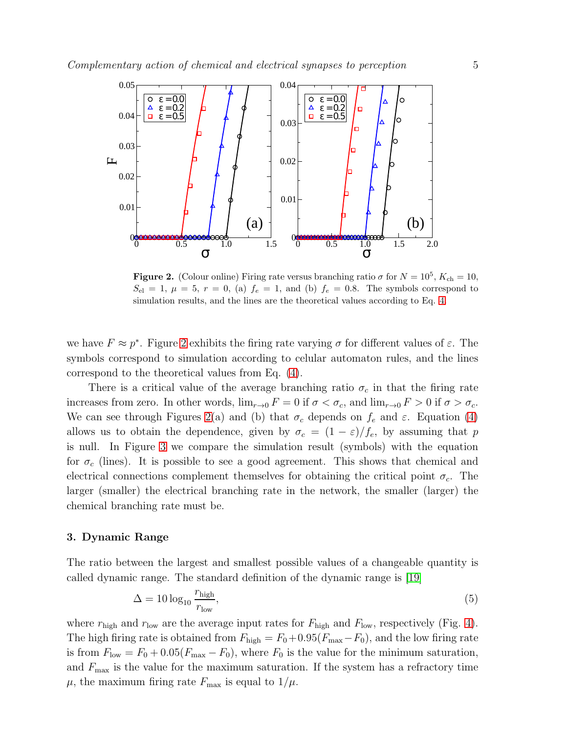**Figure 2.** (Colour online) Firing rate versus branching ratio $\sigma$ for $N = 10^5$, $K_{\text{ch}} = 10$, $S_{\text{el}} = 1$, $\mu = 5$, $r = 0$, (a) $f_e = 1$, and (b) $f_e = 0.8$. The symbols correspond to simulation results, and the lines are the theoretical values according to Eq. 4.

we have $F \approx p^*$. Figure 2 exhibits the firing rate varying $\sigma$ for different values of $\varepsilon$. The symbols correspond to simulation according to celular automaton rules, and the lines correspond to the theoretical values from Eq. (4).

There is a critical value of the average branching ratio $\sigma_c$ in that the firing rate increases from zero. In other words, $\lim_{r\to 0} F = 0$ if $\sigma < \sigma_c$, and $\lim_{r\to 0} F > 0$ if $\sigma > \sigma_c$. We can see through Figures 2(a) and (b) that $\sigma_c$ depends on $f_e$ and $\varepsilon$. Equation (4) allows us to obtain the dependence, given by $\sigma_c = (1 - \varepsilon)/f_e$, by assuming that $p$ is null. In Figure 3 we compare the simulation result (symbols) with the equation for $\sigma_c$ (lines). It is possible to see a good agreement. This shows that chemical and electrical connections complement themselves for obtaining the critical point $\sigma_c$. The larger (smaller) the electrical branching rate in the network, the smaller (larger) the chemical branching rate must be.

## 3. Dynamic Range

The ratio between the largest and smallest possible values of a changeable quantity is called dynamic range. The standard definition of the dynamic range is [19]

$$\Delta = 10 \log_{10} \frac{r_{\text{high}}}{r_{\text{low}}}, \tag{5}$$

where $r_{\text{high}}$ and $r_{\text{low}}$ are the average input rates for $F_{\text{high}}$ and $F_{\text{low}}$, respectively (Fig. 4). The high firing rate is obtained from $F_{\text{high}} = F_0 + 0.95(F_{\text{max}} - F_0)$, and the low firing rate is from $F_{\text{low}} = F_0 + 0.05(F_{\text{max}} - F_0)$, where $F_0$ is the value for the minimum saturation, and $F_{\text{max}}$ is the value for the maximum saturation. If the system has a refractory time $\mu$, the maximum firing rate $F_{\text{max}}$ is equal to $1/\mu$.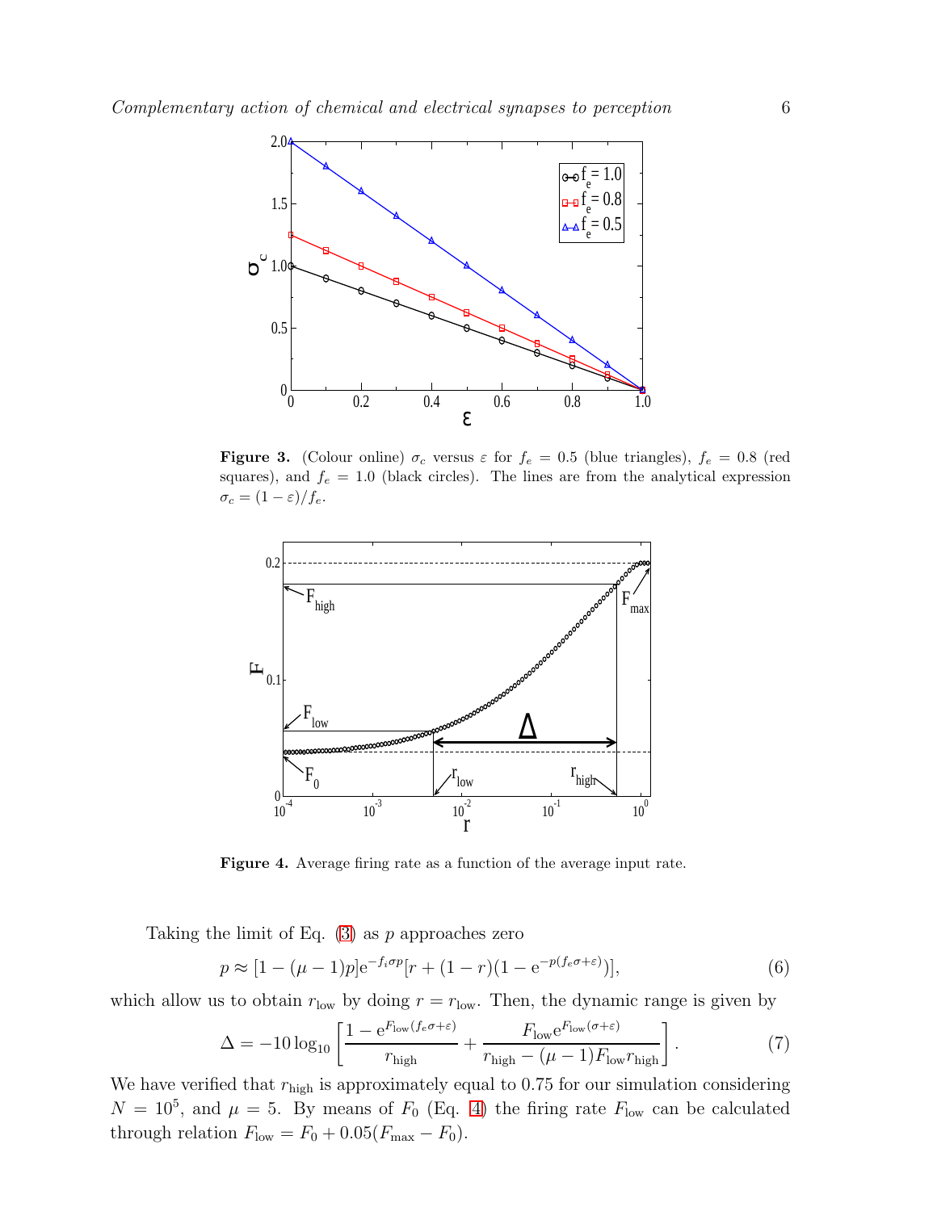**Figure 3.** (Colour online) $\sigma_c$ versus $\varepsilon$ for $f_e = 0.5$ (blue triangles), $f_e = 0.8$ (red squares), and $f_e = 1.0$ (black circles). The lines are from the analytical expression $\sigma_c = (1 - \varepsilon)/f_e$.

**Figure 4.** Average firing rate as a function of the average input rate.

Taking the limit of Eq. (3) as $p$ approaches zero

$$p \approx [1 - (\mu - 1)p]\mathrm{e}^{-f_i \sigma p}[r + (1 - r)(1 - \mathrm{e}^{-p(f_e \sigma + \varepsilon)})], \tag{6}$$

which allow us to obtain $r_{\mathrm{low}}$ by doing $r = r_{\mathrm{low}}$. Then, the dynamic range is given by

$$\Delta = -10\log_{10}\left[\frac{1 - \mathrm{e}^{F_{\mathrm{low}}(f_e\sigma + \varepsilon)}}{r_{\mathrm{high}}} + \frac{F_{\mathrm{low}}\mathrm{e}^{F_{\mathrm{low}}(\sigma+\varepsilon)}}{r_{\mathrm{high}} - (\mu - 1)F_{\mathrm{low}}r_{\mathrm{high}}}\right]. \tag{7}$$

We have verified that $r_{\mathrm{high}}$ is approximately equal to 0.75 for our simulation considering $N = 10^5$, and $\mu = 5$. By means of $F_0$ (Eq. 4) the firing rate $F_{\mathrm{low}}$ can be calculated through relation $F_{\mathrm{low}} = F_0 + 0.05(F_{\mathrm{max}} - F_0)$.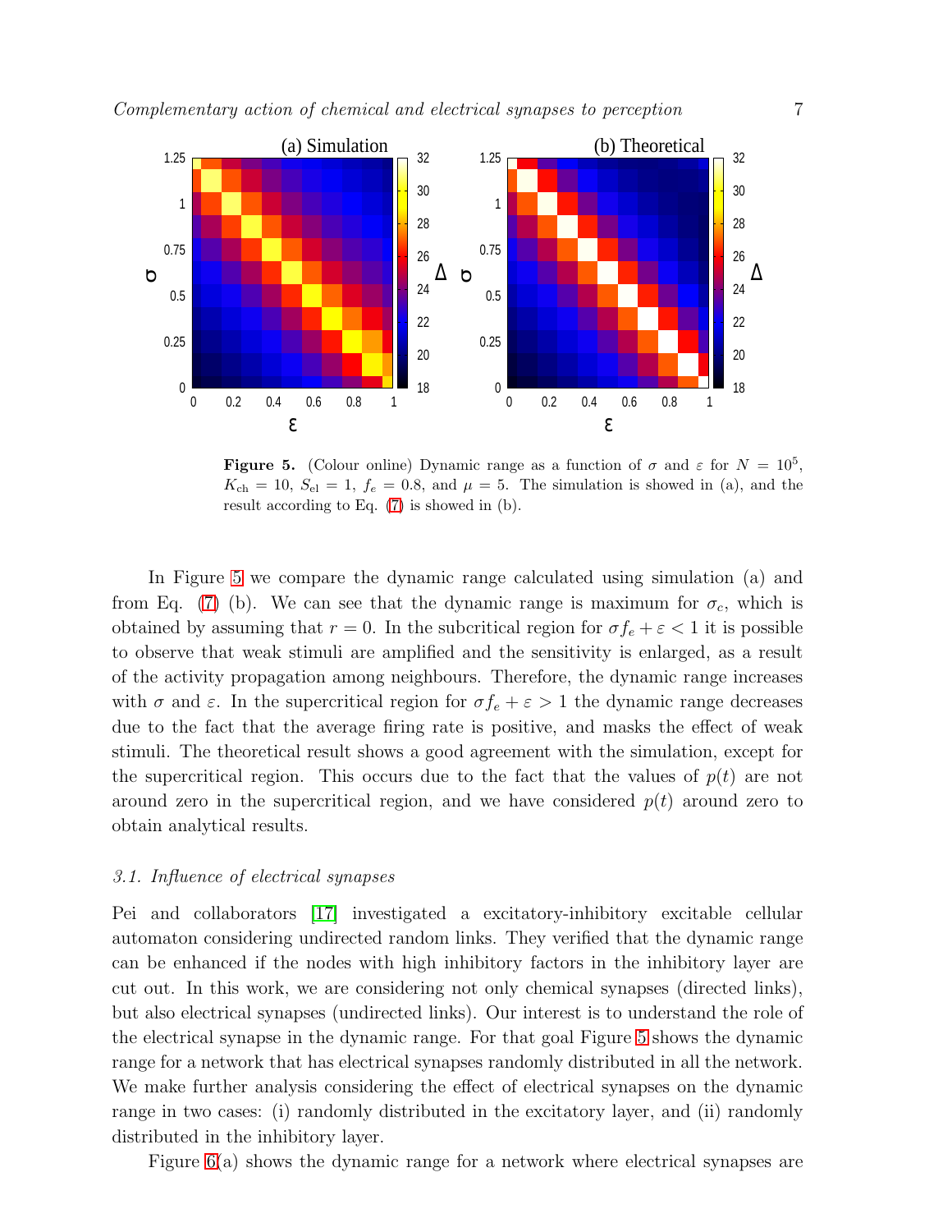**Figure 5.** (Colour online) Dynamic range as a function of $\sigma$ and $\varepsilon$ for $N = 10^5$, $K_{\rm ch} = 10$, $S_{\rm el} = 1$, $f_e = 0.8$, and $\mu = 5$. The simulation is showed in (a), and the result according to Eq. (7) is showed in (b).

In Figure 5 we compare the dynamic range calculated using simulation (a) and from Eq. (7) (b). We can see that the dynamic range is maximum for $\sigma_c$, which is obtained by assuming that $r = 0$. In the subcritical region for $\sigma f_e + \varepsilon < 1$ it is possible to observe that weak stimuli are amplified and the sensitivity is enlarged, as a result of the activity propagation among neighbours. Therefore, the dynamic range increases with $\sigma$ and $\varepsilon$. In the supercritical region for $\sigma f_e + \varepsilon > 1$ the dynamic range decreases due to the fact that the average firing rate is positive, and masks the effect of weak stimuli. The theoretical result shows a good agreement with the simulation, except for the supercritical region. This occurs due to the fact that the values of $p(t)$ are not around zero in the supercritical region, and we have considered $p(t)$ around zero to obtain analytical results.

### *3.1. Influence of electrical synapses*

Pei and collaborators [17] investigated a excitatory-inhibitory excitable cellular automaton considering undirected random links. They verified that the dynamic range can be enhanced if the nodes with high inhibitory factors in the inhibitory layer are cut out. In this work, we are considering not only chemical synapses (directed links), but also electrical synapses (undirected links). Our interest is to understand the role of the electrical synapse in the dynamic range. For that goal Figure 5 shows the dynamic range for a network that has electrical synapses randomly distributed in all the network. We make further analysis considering the effect of electrical synapses on the dynamic range in two cases: (i) randomly distributed in the excitatory layer, and (ii) randomly distributed in the inhibitory layer.

Figure 6(a) shows the dynamic range for a network where electrical synapses are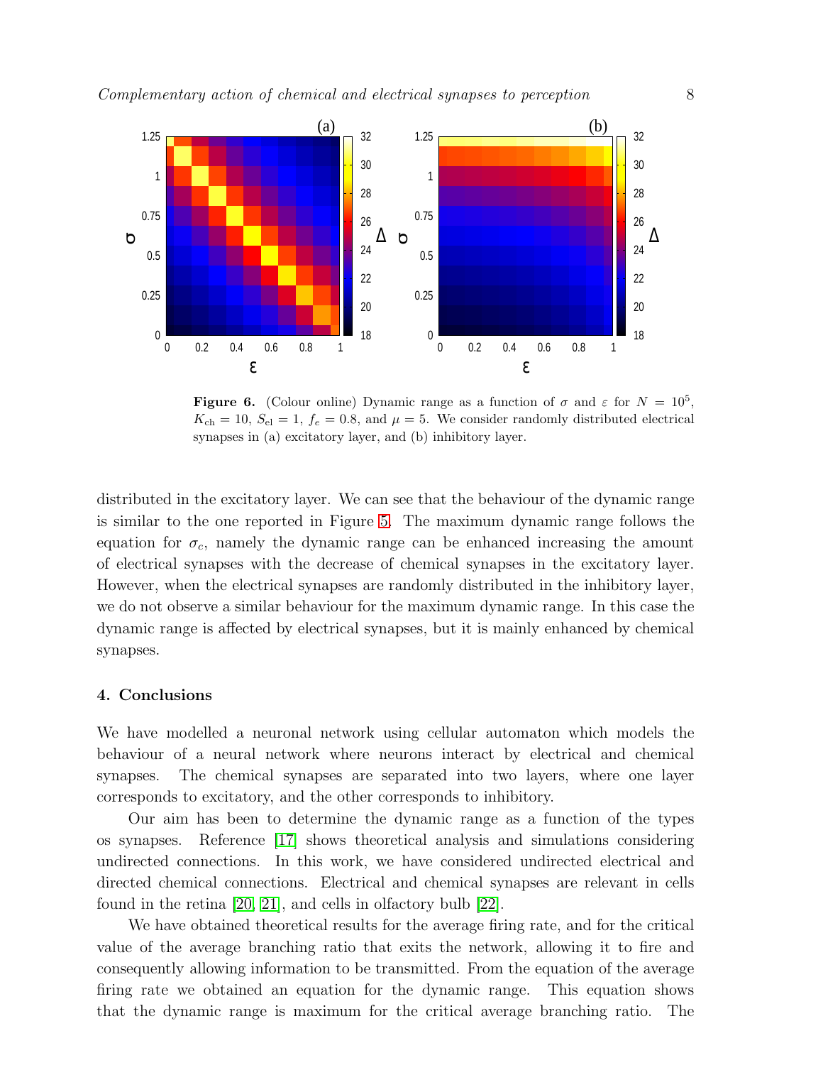**Figure 6.** (Colour online) Dynamic range as a function of $\sigma$ and $\varepsilon$ for $N = 10^5$, $K_{\rm ch} = 10$, $S_{\rm el} = 1$, $f_e = 0.8$, and $\mu = 5$. We consider randomly distributed electrical synapses in (a) excitatory layer, and (b) inhibitory layer.

distributed in the excitatory layer. We can see that the behaviour of the dynamic range is similar to the one reported in Figure 5. The maximum dynamic range follows the equation for $\sigma_c$, namely the dynamic range can be enhanced increasing the amount of electrical synapses with the decrease of chemical synapses in the excitatory layer. However, when the electrical synapses are randomly distributed in the inhibitory layer, we do not observe a similar behaviour for the maximum dynamic range. In this case the dynamic range is affected by electrical synapses, but it is mainly enhanced by chemical synapses.

## 4. Conclusions

We have modelled a neuronal network using cellular automaton which models the behaviour of a neural network where neurons interact by electrical and chemical synapses. The chemical synapses are separated into two layers, where one layer corresponds to excitatory, and the other corresponds to inhibitory.

Our aim has been to determine the dynamic range as a function of the types os synapses. Reference [17] shows theoretical analysis and simulations considering undirected connections. In this work, we have considered undirected electrical and directed chemical connections. Electrical and chemical synapses are relevant in cells found in the retina [20, 21], and cells in olfactory bulb [22].

We have obtained theoretical results for the average firing rate, and for the critical value of the average branching ratio that exits the network, allowing it to fire and consequently allowing information to be transmitted. From the equation of the average firing rate we obtained an equation for the dynamic range. This equation shows that the dynamic range is maximum for the critical average branching ratio. The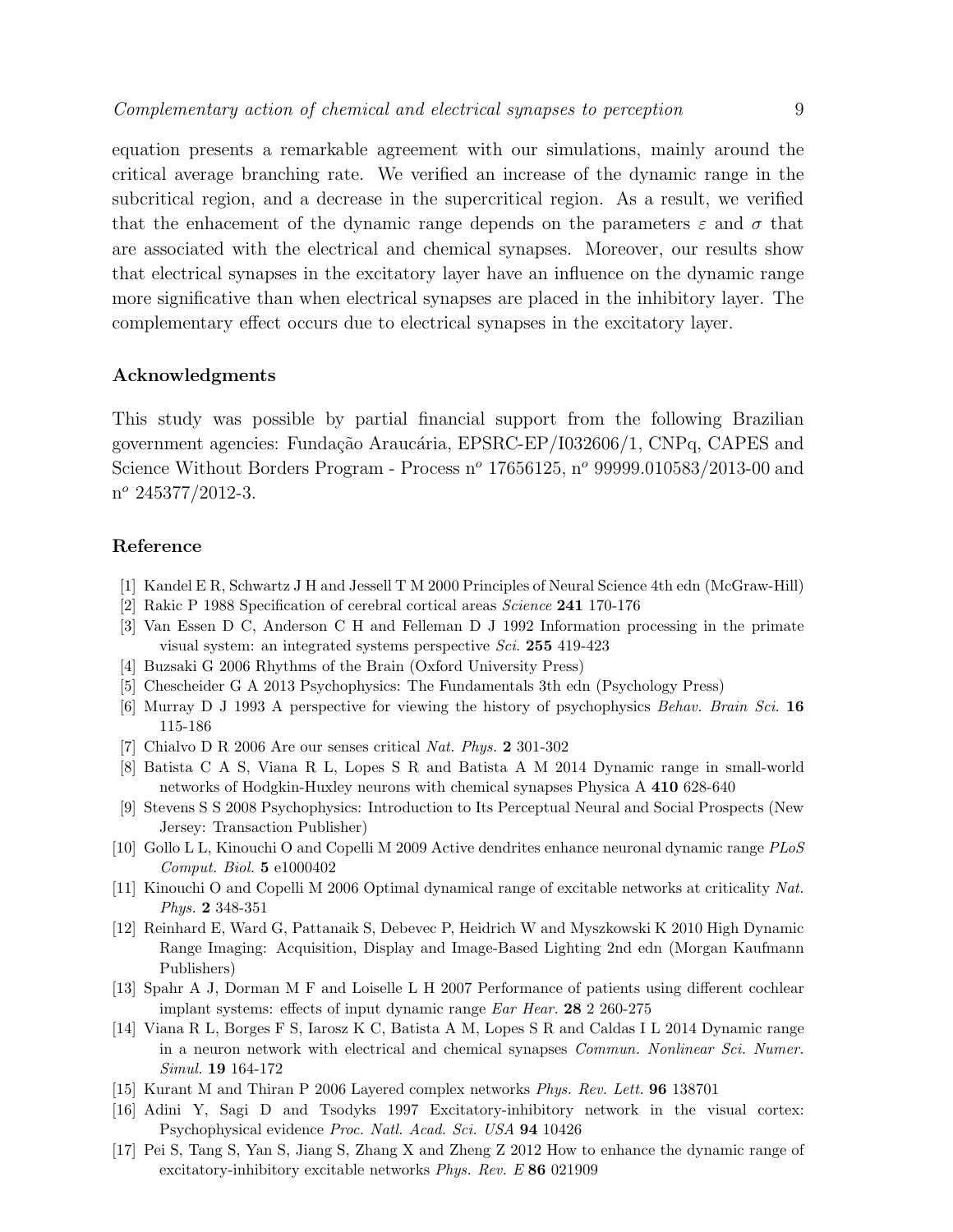equation presents a remarkable agreement with our simulations, mainly around the critical average branching rate. We verified an increase of the dynamic range in the subcritical region, and a decrease in the supercritical region. As a result, we verified that the enhacement of the dynamic range depends on the parameters $\varepsilon$ and $\sigma$ that are associated with the electrical and chemical synapses. Moreover, our results show that electrical synapses in the excitatory layer have an influence on the dynamic range more significative than when electrical synapses are placed in the inhibitory layer. The complementary effect occurs due to electrical synapses in the excitatory layer.

## Acknowledgments

This study was possible by partial financial support from the following Brazilian government agencies: Fundação Araucária, EPSRC-EP/I032606/1, CNPq, CAPES and Science Without Borders Program - Process n$^o$ 17656125, n$^o$ 99999.010583/2013-00 and n$^o$ 245377/2012-3.

## Reference

[1] Kandel E R, Schwartz J H and Jessell T M 2000 Principles of Neural Science 4th edn (McGraw-Hill)

[2] Rakic P 1988 Specification of cerebral cortical areas *Science* **241** 170-176

[3] Van Essen D C, Anderson C H and Felleman D J 1992 Information processing in the primate visual system: an integrated systems perspective *Sci.* **255** 419-423

[4] Buzsaki G 2006 Rhythms of the Brain (Oxford University Press)

[5] Chescheider G A 2013 Psychophysics: The Fundamentals 3th edn (Psychology Press)

[6] Murray D J 1993 A perspective for viewing the history of psychophysics *Behav. Brain Sci.* **16** 115-186

[7] Chialvo D R 2006 Are our senses critical *Nat. Phys.* **2** 301-302

[8] Batista C A S, Viana R L, Lopes S R and Batista A M 2014 Dynamic range in small-world networks of Hodgkin-Huxley neurons with chemical synapses Physica A **410** 628-640

[9] Stevens S S 2008 Psychophysics: Introduction to Its Perceptual Neural and Social Prospects (New Jersey: Transaction Publisher)

[10] Gollo L L, Kinouchi O and Copelli M 2009 Active dendrites enhance neuronal dynamic range *PLoS Comput. Biol.* **5** e1000402

[11] Kinouchi O and Copelli M 2006 Optimal dynamical range of excitable networks at criticality *Nat. Phys.* **2** 348-351

[12] Reinhard E, Ward G, Pattanaik S, Debevec P, Heidrich W and Myszkowski K 2010 High Dynamic Range Imaging: Acquisition, Display and Image-Based Lighting 2nd edn (Morgan Kaufmann Publishers)

[13] Spahr A J, Dorman M F and Loiselle L H 2007 Performance of patients using different cochlear implant systems: effects of input dynamic range *Ear Hear.* **28** 2 260-275

[14] Viana R L, Borges F S, Iarosz K C, Batista A M, Lopes S R and Caldas I L 2014 Dynamic range in a neuron network with electrical and chemical synapses *Commun. Nonlinear Sci. Numer. Simul.* **19** 164-172

[15] Kurant M and Thiran P 2006 Layered complex networks *Phys. Rev. Lett.* **96** 138701

[16] Adini Y, Sagi D and Tsodyks 1997 Excitatory-inhibitory network in the visual cortex: Psychophysical evidence *Proc. Natl. Acad. Sci. USA* **94** 10426

[17] Pei S, Tang S, Yan S, Jiang S, Zhang X and Zheng Z 2012 How to enhance the dynamic range of excitatory-inhibitory excitable networks *Phys. Rev. E* **86** 021909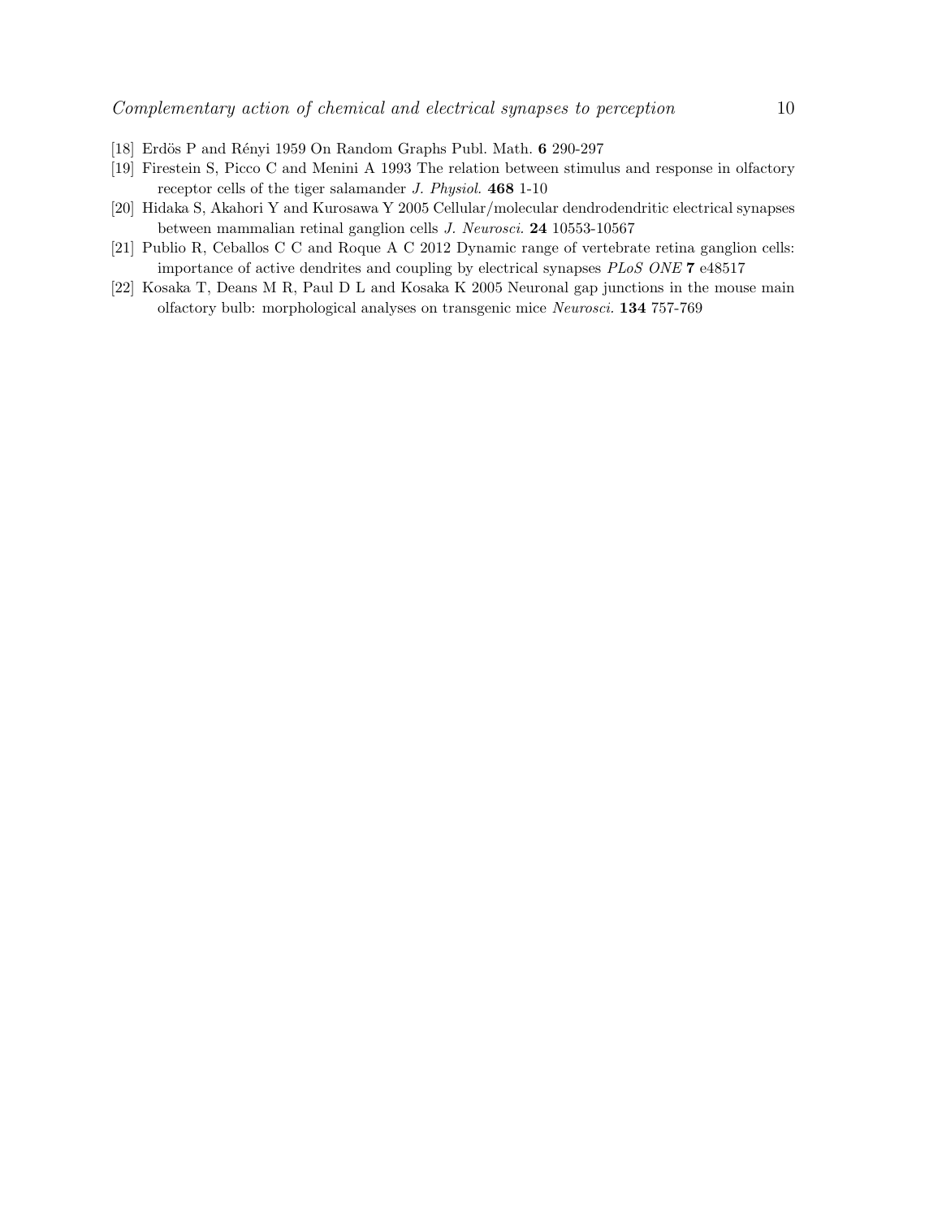[18] Erdös P and Rényi 1959 On Random Graphs Publ. Math. **6** 290-297

[19] Firestein S, Picco C and Menini A 1993 The relation between stimulus and response in olfactory receptor cells of the tiger salamander *J. Physiol.* **468** 1-10

[20] Hidaka S, Akahori Y and Kurosawa Y 2005 Cellular/molecular dendrodendritic electrical synapses between mammalian retinal ganglion cells *J. Neurosci.* **24** 10553-10567

[21] Publio R, Ceballos C C and Roque A C 2012 Dynamic range of vertebrate retina ganglion cells: importance of active dendrites and coupling by electrical synapses *PLoS ONE* **7** e48517

[22] Kosaka T, Deans M R, Paul D L and Kosaka K 2005 Neuronal gap junctions in the mouse main olfactory bulb: morphological analyses on transgenic mice *Neurosci.* **134** 757-769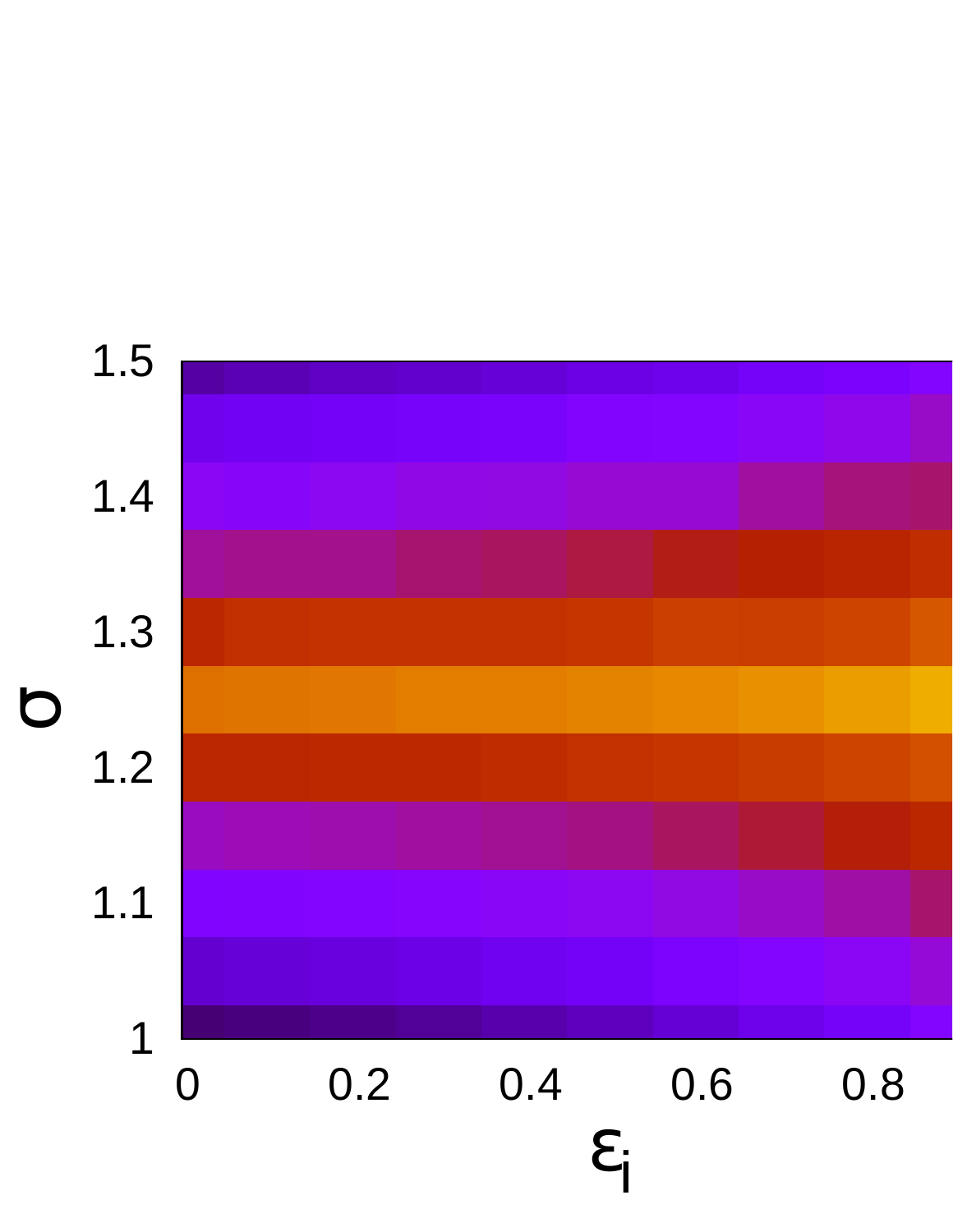1.5

1.4

1.3

1.2

1.1

1

$\sigma$

0

0.2

0.4

0.6

0.8

$\varepsilon_i$